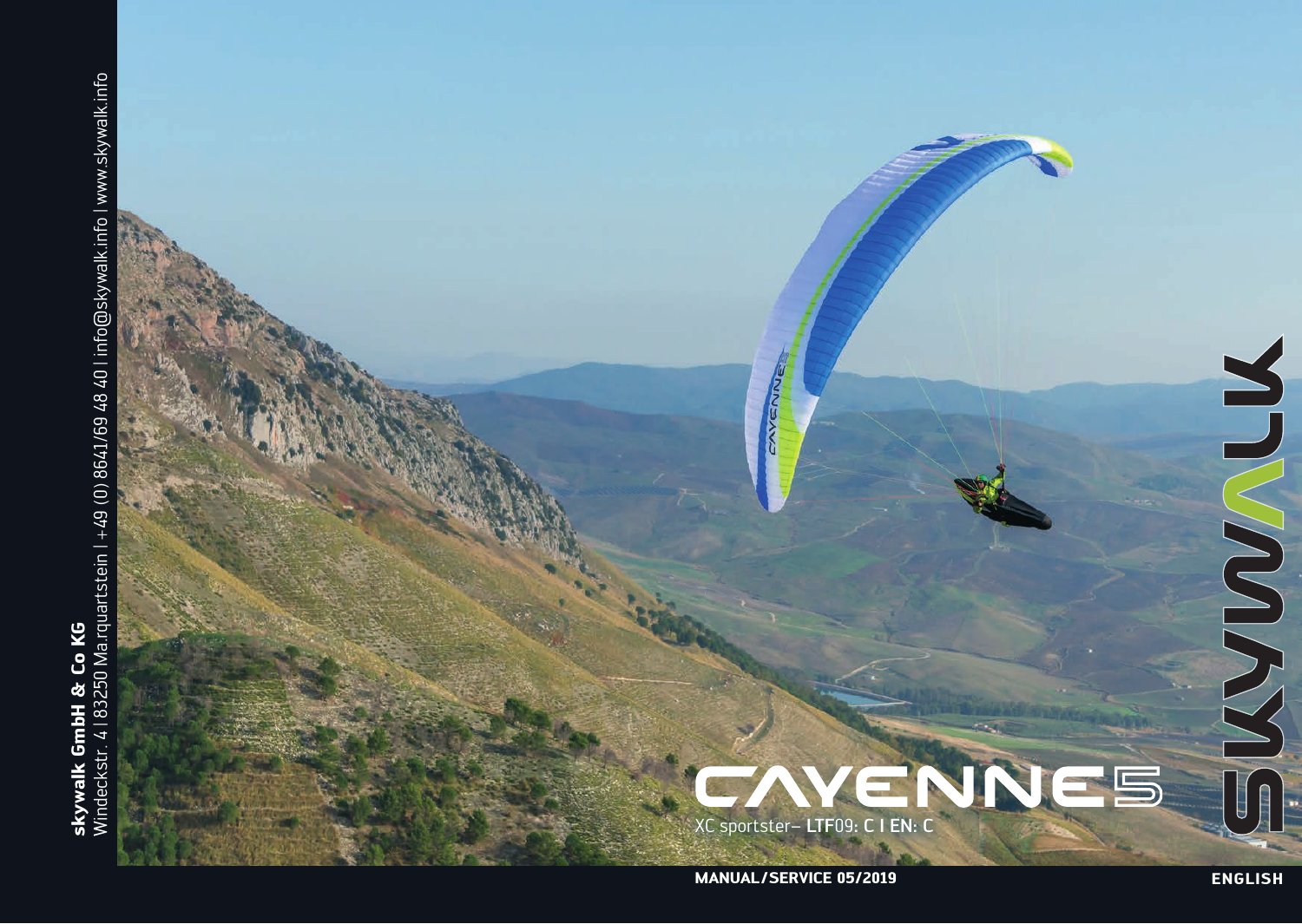**skywalk GmbH & Co KG**
Windeckstr. 4 | 83250 Marquartstein | +49 (0) 8641/69 48 40 | info@skywalk.info | www.skywalk.info

# CAYENNE5

XC sportster– **LTF**09: **C | EN: C**

SKYWALK

**MANUAL/SERVICE 05/2019**

**ENGLISH**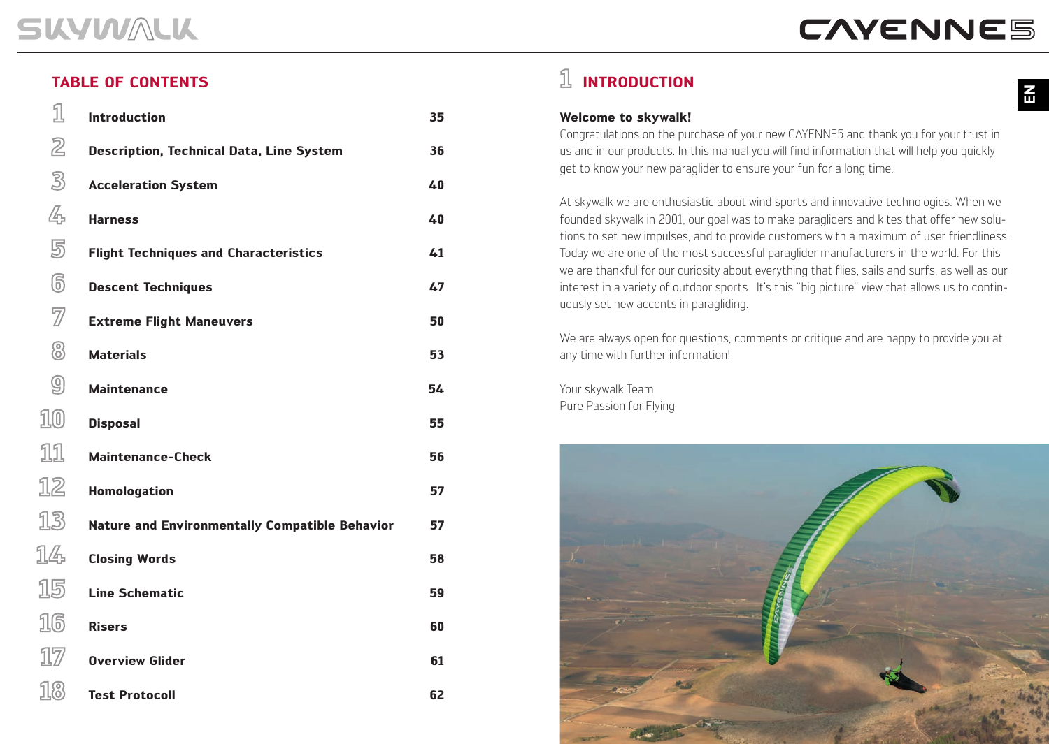## TABLE OF CONTENTS

| | | |
|---|---|---|
| 1 | **Introduction** | 35 |
| 2 | **Description, Technical Data, Line System** | 36 |
| 3 | **Acceleration System** | 40 |
| 4 | **Harness** | 40 |
| 5 | **Flight Techniques and Characteristics** | 41 |
| 6 | **Descent Techniques** | 47 |
| 7 | **Extreme Flight Maneuvers** | 50 |
| 8 | **Materials** | 53 |
| 9 | **Maintenance** | 54 |
| 10 | **Disposal** | 55 |
| 11 | **Maintenance-Check** | 56 |
| 12 | **Homologation** | 57 |
| 13 | **Nature and Environmentally Compatible Behavior** | 57 |
| 14 | **Closing Words** | 58 |
| 15 | **Line Schematic** | 59 |
| 16 | **Risers** | 60 |
| 17 | **Overview Glider** | 61 |
| 18 | **Test Protocoll** | 62 |

## 1 INTRODUCTION

**Welcome to skywalk!**

Congratulations on the purchase of your new CAYENNE5 and thank you for your trust in us and in our products. In this manual you will find information that will help you quickly get to know your new paraglider to ensure your fun for a long time.

At skywalk we are enthusiastic about wind sports and innovative technologies. When we founded skywalk in 2001, our goal was to make paragliders and kites that offer new solutions to set new impulses, and to provide customers with a maximum of user friendliness. Today we are one of the most successful paraglider manufacturers in the world. For this we are thankful for our curiosity about everything that flies, sails and surfs, as well as our interest in a variety of outdoor sports. It's this "big picture" view that allows us to continuously set new accents in paragliding.

We are always open for questions, comments or critique and are happy to provide you at any time with further information!

Your skywalk Team
Pure Passion for Flying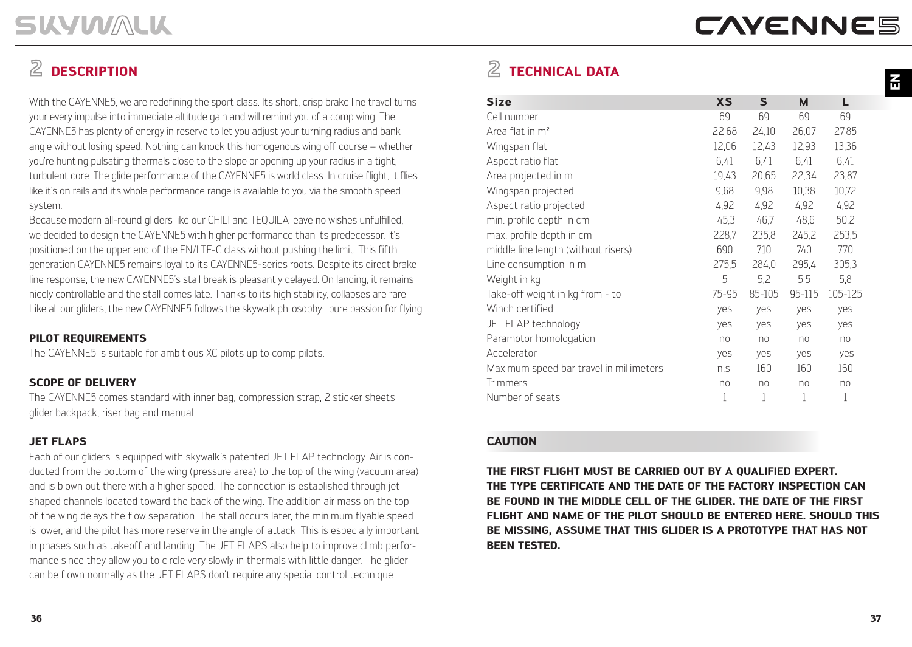## 2 DESCRIPTION

With the CAYENNE5, we are redefining the sport class. Its short, crisp brake line travel turns your every impulse into immediate altitude gain and will remind you of a comp wing. The CAYENNE5 has plenty of energy in reserve to let you adjust your turning radius and bank angle without losing speed. Nothing can knock this homogenous wing off course – whether you're hunting pulsating thermals close to the slope or opening up your radius in a tight, turbulent core. The glide performance of the CAYENNE5 is world class. In cruise flight, it flies like it's on rails and its whole performance range is available to you via the smooth speed system.
Because modern all-round gliders like our CHILI and TEQUILA leave no wishes unfulfilled, we decided to design the CAYENNE5 with higher performance than its predecessor. It's positioned on the upper end of the EN/LTF-C class without pushing the limit. This fifth generation CAYENNE5 remains loyal to its CAYENNE5-series roots. Despite its direct brake line response, the new CAYENNE5's stall break is pleasantly delayed. On landing, it remains nicely controllable and the stall comes late. Thanks to its high stability, collapses are rare. Like all our gliders, the new CAYENNE5 follows the skywalk philosophy: pure passion for flying.

### PILOT REQUIREMENTS

The CAYENNE5 is suitable for ambitious XC pilots up to comp pilots.

### SCOPE OF DELIVERY

The CAYENNE5 comes standard with inner bag, compression strap, 2 sticker sheets, glider backpack, riser bag and manual.

### JET FLAPS

Each of our gliders is equipped with skywalk's patented JET FLAP technology. Air is conducted from the bottom of the wing (pressure area) to the top of the wing (vacuum area) and is blown out there with a higher speed. The connection is established through jet shaped channels located toward the back of the wing. The addition air mass on the top of the wing delays the flow separation. The stall occurs later, the minimum flyable speed is lower, and the pilot has more reserve in the angle of attack. This is especially important in phases such as takeoff and landing. The JET FLAPS also help to improve climb performance since they allow you to circle very slowly in thermals with little danger. The glider can be flown normally as the JET FLAPS don't require any special control technique.

## 2 TECHNICAL DATA

| Size | XS | S | M | L |
|---|---|---|---|---|
| Cell number | 69 | 69 | 69 | 69 |
| Area flat in m² | 22,68 | 24,10 | 26,07 | 27,85 |
| Wingspan flat | 12,06 | 12,43 | 12,93 | 13,36 |
| Aspect ratio flat | 6,41 | 6,41 | 6,41 | 6,41 |
| Area projected in m | 19,43 | 20,65 | 22,34 | 23,87 |
| Wingspan projected | 9,68 | 9,98 | 10,38 | 10,72 |
| Aspect ratio projected | 4,92 | 4,92 | 4,92 | 4,92 |
| min. profile depth in cm | 45,3 | 46,7 | 48,6 | 50,2 |
| max. profile depth in cm | 228,7 | 235,8 | 245,2 | 253,5 |
| middle line length (without risers) | 690 | 710 | 740 | 770 |
| Line consumption in m | 275,5 | 284,0 | 295,4 | 305,3 |
| Weight in kg | 5 | 5,2 | 5,5 | 5,8 |
| Take-off weight in kg from - to | 75-95 | 85-105 | 95-115 | 105-125 |
| Winch certified | yes | yes | yes | yes |
| JET FLAP technology | yes | yes | yes | yes |
| Paramotor homologation | no | no | no | no |
| Accelerator | yes | yes | yes | yes |
| Maximum speed bar travel in millimeters | n.s. | 160 | 160 | 160 |
| Trimmers | no | no | no | no |
| Number of seats | 1 | 1 | 1 | 1 |

### CAUTION

**THE FIRST FLIGHT MUST BE CARRIED OUT BY A QUALIFIED EXPERT. THE TYPE CERTIFICATE AND THE DATE OF THE FACTORY INSPECTION CAN BE FOUND IN THE MIDDLE CELL OF THE GLIDER. THE DATE OF THE FIRST FLIGHT AND NAME OF THE PILOT SHOULD BE ENTERED HERE. SHOULD THIS BE MISSING, ASSUME THAT THIS GLIDER IS A PROTOTYPE THAT HAS NOT BEEN TESTED.**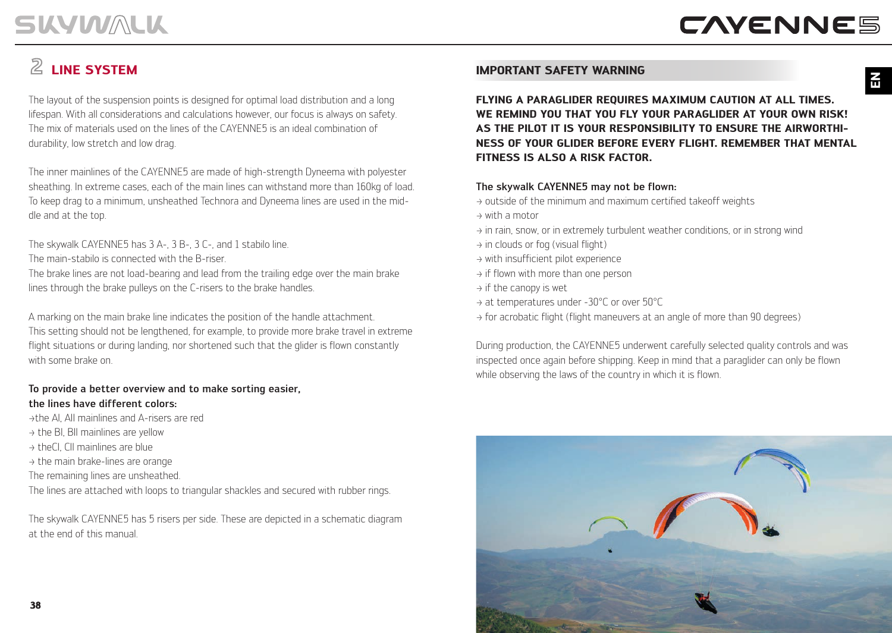## 2 LINE SYSTEM

The layout of the suspension points is designed for optimal load distribution and a long lifespan. With all considerations and calculations however, our focus is always on safety. The mix of materials used on the lines of the CAYENNE5 is an ideal combination of durability, low stretch and low drag.

The inner mainlines of the CAYENNE5 are made of high-strength Dyneema with polyester sheathing. In extreme cases, each of the main lines can withstand more than 160kg of load. To keep drag to a minimum, unsheathed Technora and Dyneema lines are used in the middle and at the top.

The skywalk CAYENNE5 has 3 A-, 3 B-, 3 C-, and 1 stabilo line.
The main-stabilo is connected with the B-riser.
The brake lines are not load-bearing and lead from the trailing edge over the main brake lines through the brake pulleys on the C-risers to the brake handles.

A marking on the main brake line indicates the position of the handle attachment.
This setting should not be lengthened, for example, to provide more brake travel in extreme flight situations or during landing, nor shortened such that the glider is flown constantly with some brake on.

**To provide a better overview and to make sorting easier, the lines have different colors:**

→the AI, AII mainlines and A-risers are red
→ the BI, BII mainlines are yellow
→ theCI, CII mainlines are blue
→ the main brake-lines are orange

The remaining lines are unsheathed.
The lines are attached with loops to triangular shackles and secured with rubber rings.

The skywalk CAYENNE5 has 5 risers per side. These are depicted in a schematic diagram at the end of this manual.

### IMPORTANT SAFETY WARNING

**FLYING A PARAGLIDER REQUIRES MAXIMUM CAUTION AT ALL TIMES. WE REMIND YOU THAT YOU FLY YOUR PARAGLIDER AT YOUR OWN RISK! AS THE PILOT IT IS YOUR RESPONSIBILITY TO ENSURE THE AIRWORTHINESS OF YOUR GLIDER BEFORE EVERY FLIGHT. REMEMBER THAT MENTAL FITNESS IS ALSO A RISK FACTOR.**

**The skywalk CAYENNE5 may not be flown:**

→ outside of the minimum and maximum certified takeoff weights
→ with a motor
→ in rain, snow, or in extremely turbulent weather conditions, or in strong wind
→ in clouds or fog (visual flight)
→ with insufficient pilot experience
→ if flown with more than one person
→ if the canopy is wet
→ at temperatures under -30°C or over 50°C
→ for acrobatic flight (flight maneuvers at an angle of more than 90 degrees)

During production, the CAYENNE5 underwent carefully selected quality controls and was inspected once again before shipping. Keep in mind that a paraglider can only be flown while observing the laws of the country in which it is flown.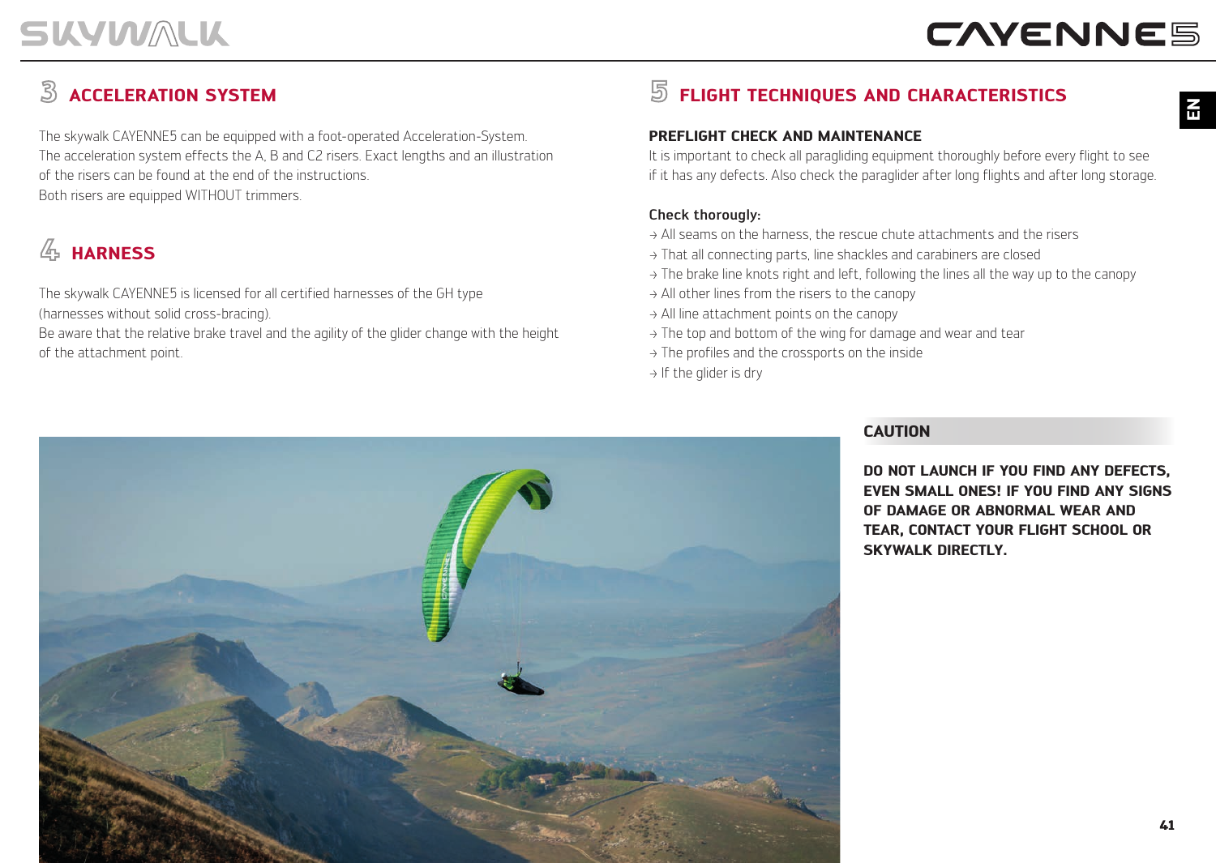## 3 ACCELERATION SYSTEM

The skywalk CAYENNE5 can be equipped with a foot-operated Acceleration-System.
The acceleration system effects the A, B and C2 risers. Exact lengths and an illustration of the risers can be found at the end of the instructions.
Both risers are equipped WITHOUT trimmers.

## 4 HARNESS

The skywalk CAYENNE5 is licensed for all certified harnesses of the GH type (harnesses without solid cross-bracing).
Be aware that the relative brake travel and the agility of the glider change with the height of the attachment point.

## 5 FLIGHT TECHNIQUES AND CHARACTERISTICS

### PREFLIGHT CHECK AND MAINTENANCE

It is important to check all paragliding equipment thoroughly before every flight to see if it has any defects. Also check the paraglider after long flights and after long storage.

**Check thorougly:**

→ All seams on the harness, the rescue chute attachments and the risers
→ That all connecting parts, line shackles and carabiners are closed
→ The brake line knots right and left, following the lines all the way up to the canopy
→ All other lines from the risers to the canopy
→ All line attachment points on the canopy
→ The top and bottom of the wing for damage and wear and tear
→ The profiles and the crossports on the inside
→ If the glider is dry

**CAUTION**

**DO NOT LAUNCH IF YOU FIND ANY DEFECTS, EVEN SMALL ONES! IF YOU FIND ANY SIGNS OF DAMAGE OR ABNORMAL WEAR AND TEAR, CONTACT YOUR FLIGHT SCHOOL OR SKYWALK DIRECTLY.**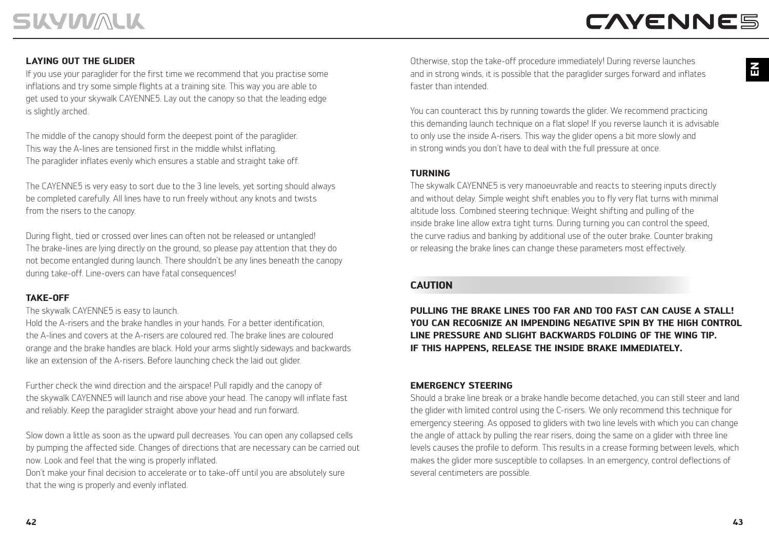## LAYING OUT THE GLIDER

If you use your paraglider for the first time we recommend that you practise some inflations and try some simple flights at a training site. This way you are able to get used to your skywalk CAYENNE5. Lay out the canopy so that the leading edge is slightly arched.

The middle of the canopy should form the deepest point of the paraglider. This way the A-lines are tensioned first in the middle whilst inflating. The paraglider inflates evenly which ensures a stable and straight take off.

The CAYENNE5 is very easy to sort due to the 3 line levels, yet sorting should always be completed carefully. All lines have to run freely without any knots and twists from the risers to the canopy.

During flight, tied or crossed over lines can often not be released or untangled! The brake-lines are lying directly on the ground, so please pay attention that they do not become entangled during launch. There shouldn't be any lines beneath the canopy during take-off. Line-overs can have fatal consequences!

## TAKE-OFF

The skywalk CAYENNE5 is easy to launch.
Hold the A-risers and the brake handles in your hands. For a better identification, the A-lines and covers at the A-risers are coloured red. The brake lines are coloured orange and the brake handles are black. Hold your arms slightly sideways and backwards like an extension of the A-risers. Before launching check the laid out glider.

Further check the wind direction and the airspace! Pull rapidly and the canopy of the skywalk CAYENNE5 will launch and rise above your head. The canopy will inflate fast and reliably. Keep the paraglider straight above your head and run forward.

Slow down a little as soon as the upward pull decreases. You can open any collapsed cells by pumping the affected side. Changes of directions that are necessary can be carried out now. Look and feel that the wing is properly inflated.
Don't make your final decision to accelerate or to take-off until you are absolutely sure that the wing is properly and evenly inflated.

Otherwise, stop the take-off procedure immediately! During reverse launches and in strong winds, it is possible that the paraglider surges forward and inflates faster than intended.

You can counteract this by running towards the glider. We recommend practicing this demanding launch technique on a flat slope! If you reverse launch it is advisable to only use the inside A-risers. This way the glider opens a bit more slowly and in strong winds you don't have to deal with the full pressure at once.

## TURNING

The skywalk CAYENNE5 is very manoeuvrable and reacts to steering inputs directly and without delay. Simple weight shift enables you to fly very flat turns with minimal altitude loss. Combined steering technique: Weight shifting and pulling of the inside brake line allow extra tight turns. During turning you can control the speed, the curve radius and banking by additional use of the outer brake. Counter braking or releasing the brake lines can change these parameters most effectively.

## CAUTION

**PULLING THE BRAKE LINES TOO FAR AND TOO FAST CAN CAUSE A STALL! YOU CAN RECOGNIZE AN IMPENDING NEGATIVE SPIN BY THE HIGH CONTROL LINE PRESSURE AND SLIGHT BACKWARDS FOLDING OF THE WING TIP. IF THIS HAPPENS, RELEASE THE INSIDE BRAKE IMMEDIATELY.**

## EMERGENCY STEERING

Should a brake line break or a brake handle become detached, you can still steer and land the glider with limited control using the C-risers. We only recommend this technique for emergency steering. As opposed to gliders with two line levels with which you can change the angle of attack by pulling the rear risers, doing the same on a glider with three line levels causes the profile to deform. This results in a crease forming between levels, which makes the glider more susceptible to collapses. In an emergency, control deflections of several centimeters are possible.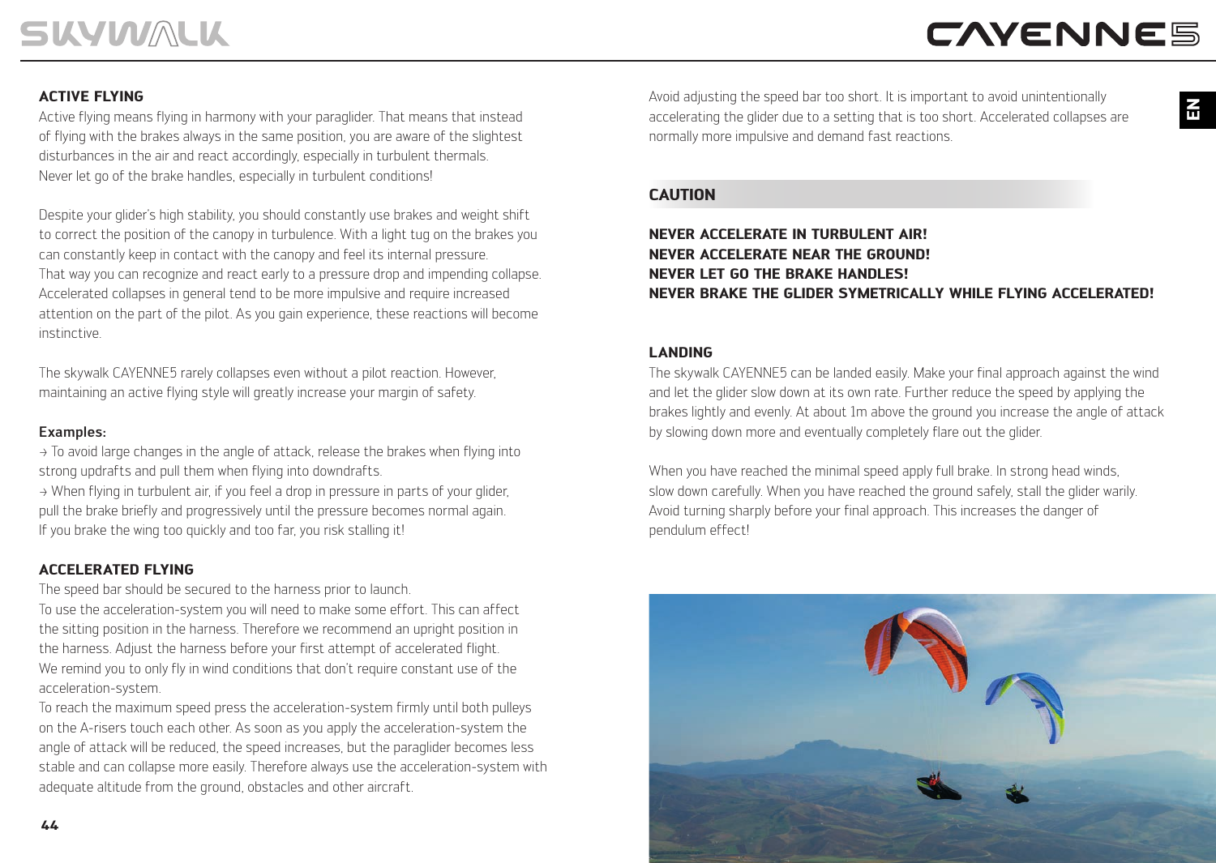## ACTIVE FLYING

Active flying means flying in harmony with your paraglider. That means that instead of flying with the brakes always in the same position, you are aware of the slightest disturbances in the air and react accordingly, especially in turbulent thermals. Never let go of the brake handles, especially in turbulent conditions!

Despite your glider's high stability, you should constantly use brakes and weight shift to correct the position of the canopy in turbulence. With a light tug on the brakes you can constantly keep in contact with the canopy and feel its internal pressure. That way you can recognize and react early to a pressure drop and impending collapse. Accelerated collapses in general tend to be more impulsive and require increased attention on the part of the pilot. As you gain experience, these reactions will become instinctive.

The skywalk CAYENNE5 rarely collapses even without a pilot reaction. However, maintaining an active flying style will greatly increase your margin of safety.

**Examples:**

→ To avoid large changes in the angle of attack, release the brakes when flying into strong updrafts and pull them when flying into downdrafts.

→ When flying in turbulent air, if you feel a drop in pressure in parts of your glider, pull the brake briefly and progressively until the pressure becomes normal again. If you brake the wing too quickly and too far, you risk stalling it!

## ACCELERATED FLYING

The speed bar should be secured to the harness prior to launch.

To use the acceleration-system you will need to make some effort. This can affect the sitting position in the harness. Therefore we recommend an upright position in the harness. Adjust the harness before your first attempt of accelerated flight. We remind you to only fly in wind conditions that don't require constant use of the acceleration-system.

To reach the maximum speed press the acceleration-system firmly until both pulleys on the A-risers touch each other. As soon as you apply the acceleration-system the angle of attack will be reduced, the speed increases, but the paraglider becomes less stable and can collapse more easily. Therefore always use the acceleration-system with adequate altitude from the ground, obstacles and other aircraft.

Avoid adjusting the speed bar too short. It is important to avoid unintentionally accelerating the glider due to a setting that is too short. Accelerated collapses are normally more impulsive and demand fast reactions.

### CAUTION

**NEVER ACCELERATE IN TURBULENT AIR!**
**NEVER ACCELERATE NEAR THE GROUND!**
**NEVER LET GO THE BRAKE HANDLES!**
**NEVER BRAKE THE GLIDER SYMETRICALLY WHILE FLYING ACCELERATED!**

## LANDING

The skywalk CAYENNE5 can be landed easily. Make your final approach against the wind and let the glider slow down at its own rate. Further reduce the speed by applying the brakes lightly and evenly. At about 1m above the ground you increase the angle of attack by slowing down more and eventually completely flare out the glider.

When you have reached the minimal speed apply full brake. In strong head winds, slow down carefully. When you have reached the ground safely, stall the glider warily. Avoid turning sharply before your final approach. This increases the danger of pendulum effect!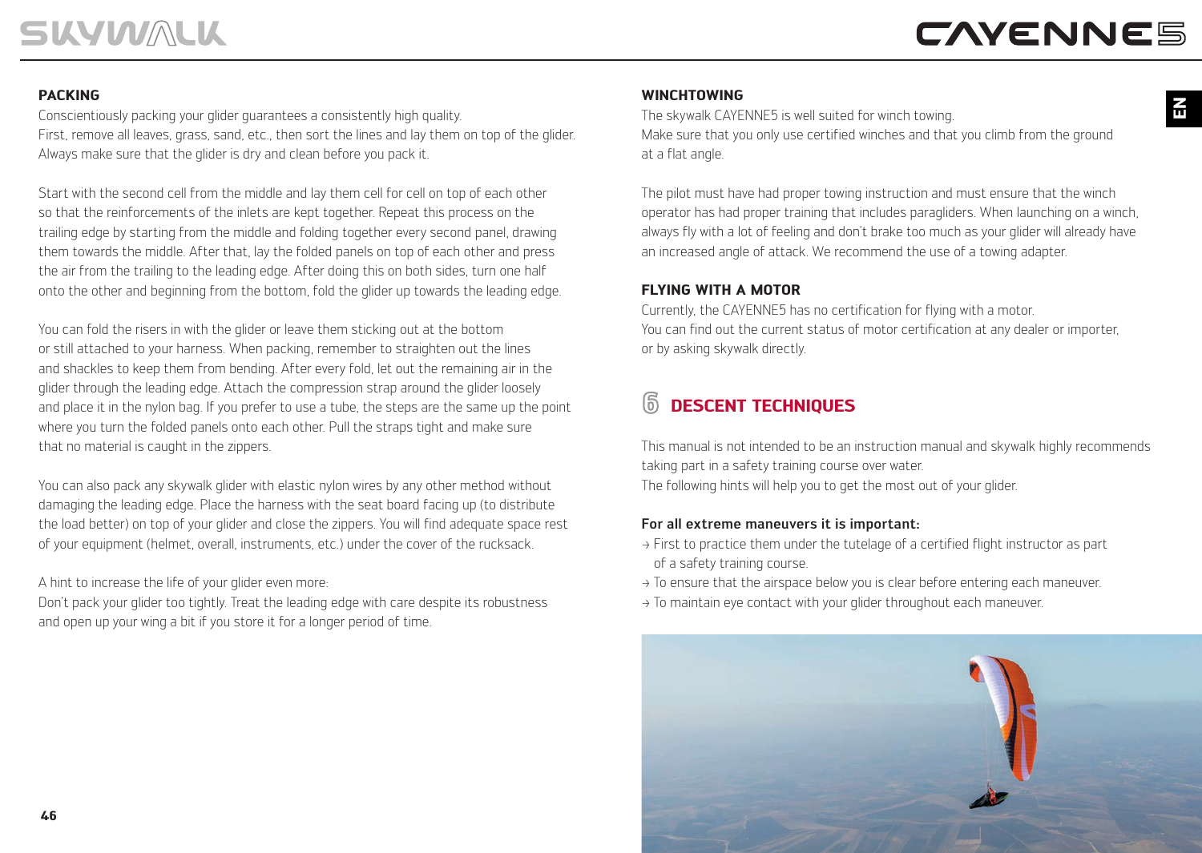### PACKING

Conscientiously packing your glider guarantees a consistently high quality.
First, remove all leaves, grass, sand, etc., then sort the lines and lay them on top of the glider. Always make sure that the glider is dry and clean before you pack it.

Start with the second cell from the middle and lay them cell for cell on top of each other so that the reinforcements of the inlets are kept together. Repeat this process on the trailing edge by starting from the middle and folding together every second panel, drawing them towards the middle. After that, lay the folded panels on top of each other and press the air from the trailing to the leading edge. After doing this on both sides, turn one half onto the other and beginning from the bottom, fold the glider up towards the leading edge.

You can fold the risers in with the glider or leave them sticking out at the bottom or still attached to your harness. When packing, remember to straighten out the lines and shackles to keep them from bending. After every fold, let out the remaining air in the glider through the leading edge. Attach the compression strap around the glider loosely and place it in the nylon bag. If you prefer to use a tube, the steps are the same up the point where you turn the folded panels onto each other. Pull the straps tight and make sure that no material is caught in the zippers.

You can also pack any skywalk glider with elastic nylon wires by any other method without damaging the leading edge. Place the harness with the seat board facing up (to distribute the load better) on top of your glider and close the zippers. You will find adequate space rest of your equipment (helmet, overall, instruments, etc.) under the cover of the rucksack.

A hint to increase the life of your glider even more:
Don't pack your glider too tightly. Treat the leading edge with care despite its robustness and open up your wing a bit if you store it for a longer period of time.

### WINCHTOWING

The skywalk CAYENNE5 is well suited for winch towing.
Make sure that you only use certified winches and that you climb from the ground at a flat angle.

The pilot must have had proper towing instruction and must ensure that the winch operator has had proper training that includes paragliders. When launching on a winch, always fly with a lot of feeling and don't brake too much as your glider will already have an increased angle of attack. We recommend the use of a towing adapter.

### FLYING WITH A MOTOR

Currently, the CAYENNE5 has no certification for flying with a motor.
You can find out the current status of motor certification at any dealer or importer, or by asking skywalk directly.

## 6 DESCENT TECHNIQUES

This manual is not intended to be an instruction manual and skywalk highly recommends taking part in a safety training course over water.
The following hints will help you to get the most out of your glider.

**For all extreme maneuvers it is important:**

- → First to practice them under the tutelage of a certified flight instructor as part of a safety training course.
- → To ensure that the airspace below you is clear before entering each maneuver.
- → To maintain eye contact with your glider throughout each maneuver.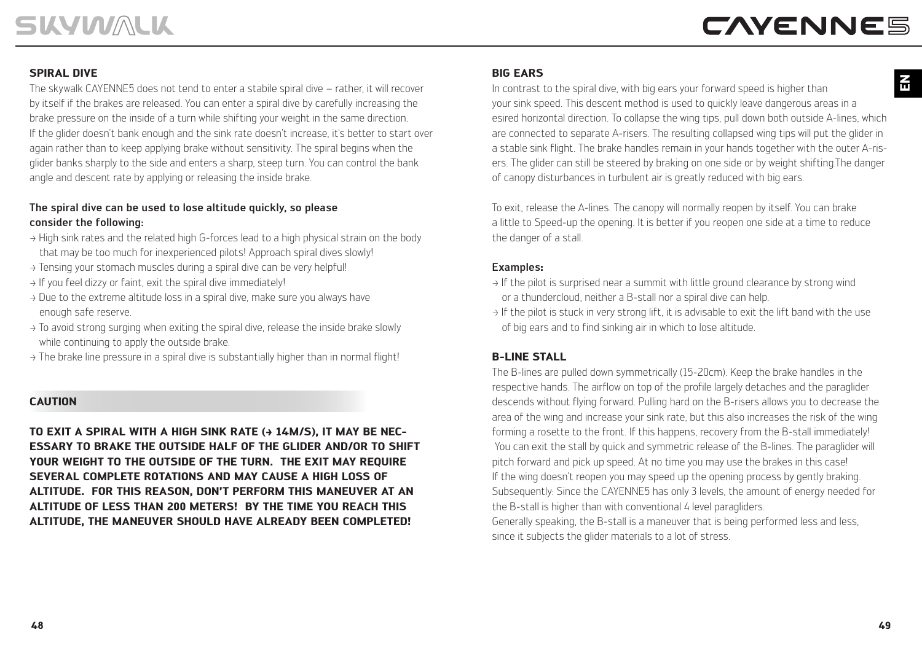## SPIRAL DIVE

The skywalk CAYENNE5 does not tend to enter a stabile spiral dive – rather, it will recover by itself if the brakes are released. You can enter a spiral dive by carefully increasing the brake pressure on the inside of a turn while shifting your weight in the same direction. If the glider doesn't bank enough and the sink rate doesn't increase, it's better to start over again rather than to keep applying brake without sensitivity. The spiral begins when the glider banks sharply to the side and enters a sharp, steep turn. You can control the bank angle and descent rate by applying or releasing the inside brake.

**The spiral dive can be used to lose altitude quickly, so please consider the following:**

→ High sink rates and the related high G-forces lead to a high physical strain on the body that may be too much for inexperienced pilots! Approach spiral dives slowly!
→ Tensing your stomach muscles during a spiral dive can be very helpful!
→ If you feel dizzy or faint, exit the spiral dive immediately!
→ Due to the extreme altitude loss in a spiral dive, make sure you always have enough safe reserve.
→ To avoid strong surging when exiting the spiral dive, release the inside brake slowly while continuing to apply the outside brake.
→ The brake line pressure in a spiral dive is substantially higher than in normal flight!

### CAUTION

**TO EXIT A SPIRAL WITH A HIGH SINK RATE (→ 14M/S), IT MAY BE NECESSARY TO BRAKE THE OUTSIDE HALF OF THE GLIDER AND/OR TO SHIFT YOUR WEIGHT TO THE OUTSIDE OF THE TURN. THE EXIT MAY REQUIRE SEVERAL COMPLETE ROTATIONS AND MAY CAUSE A HIGH LOSS OF ALTITUDE. FOR THIS REASON, DON'T PERFORM THIS MANEUVER AT AN ALTITUDE OF LESS THAN 200 METERS! BY THE TIME YOU REACH THIS ALTITUDE, THE MANEUVER SHOULD HAVE ALREADY BEEN COMPLETED!**

## BIG EARS

In contrast to the spiral dive, with big ears your forward speed is higher than your sink speed. This descent method is used to quickly leave dangerous areas in a esired horizontal direction. To collapse the wing tips, pull down both outside A-lines, which are connected to separate A-risers. The resulting collapsed wing tips will put the glider in a stable sink flight. The brake handles remain in your hands together with the outer A-risers. The glider can still be steered by braking on one side or by weight shifting.The danger of canopy disturbances in turbulent air is greatly reduced with big ears.

To exit, release the A-lines. The canopy will normally reopen by itself. You can brake a little to Speed-up the opening. It is better if you reopen one side at a time to reduce the danger of a stall.

**Examples:**

→ If the pilot is surprised near a summit with little ground clearance by strong wind or a thundercloud, neither a B-stall nor a spiral dive can help.
→ If the pilot is stuck in very strong lift, it is advisable to exit the lift band with the use of big ears and to find sinking air in which to lose altitude.

## B-LINE STALL

The B-lines are pulled down symmetrically (15-20cm). Keep the brake handles in the respective hands. The airflow on top of the profile largely detaches and the paraglider descends without flying forward. Pulling hard on the B-risers allows you to decrease the area of the wing and increase your sink rate, but this also increases the risk of the wing forming a rosette to the front. If this happens, recovery from the B-stall immediately! You can exit the stall by quick and symmetric release of the B-lines. The paraglider will pitch forward and pick up speed. At no time you may use the brakes in this case! If the wing doesn't reopen you may speed up the opening process by gently braking. Subsequently: Since the CAYENNE5 has only 3 levels, the amount of energy needed for the B-stall is higher than with conventional 4 level paragliders.
Generally speaking, the B-stall is a maneuver that is being performed less and less, since it subjects the glider materials to a lot of stress.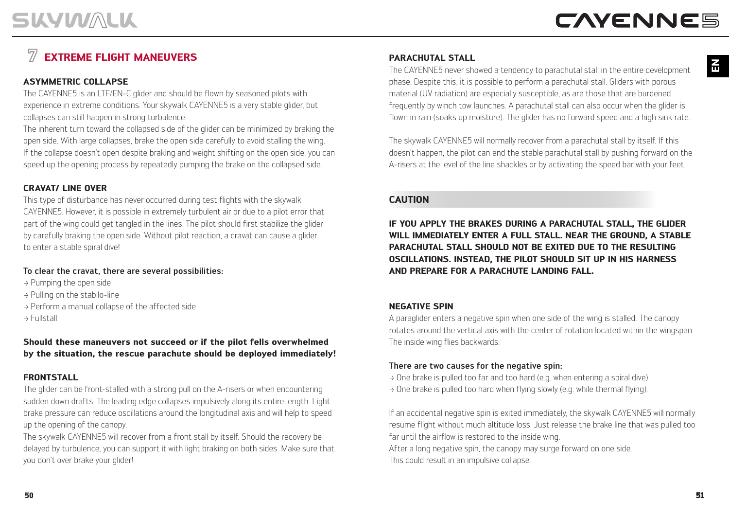## 7 EXTREME FLIGHT MANEUVERS

### ASYMMETRIC COLLAPSE

The CAYENNE5 is an LTF/EN-C glider and should be flown by seasoned pilots with experience in extreme conditions. Your skywalk CAYENNE5 is a very stable glider, but collapses can still happen in strong turbulence.

The inherent turn toward the collapsed side of the glider can be minimized by braking the open side. With large collapses, brake the open side carefully to avoid stalling the wing. If the collapse doesn't open despite braking and weight shifting on the open side, you can speed up the opening process by repeatedly pumping the brake on the collapsed side.

### CRAVAT/ LINE OVER

This type of disturbance has never occurred during test flights with the skywalk CAYENNE5. However, it is possible in extremely turbulent air or due to a pilot error that part of the wing could get tangled in the lines. The pilot should first stabilize the glider by carefully braking the open side. Without pilot reaction, a cravat can cause a glider to enter a stable spiral dive!

**To clear the cravat, there are several possibilities:**

→ Pumping the open side
→ Pulling on the stabilo-line
→ Perform a manual collapse of the affected side
→ Fullstall

**Should these maneuvers not succeed or if the pilot fells overwhelmed by the situation, the rescue parachute should be deployed immediately!**

### FRONTSTALL

The glider can be front-stalled with a strong pull on the A-risers or when encountering sudden down drafts. The leading edge collapses impulsively along its entire length. Light brake pressure can reduce oscillations around the longitudinal axis and will help to speed up the opening of the canopy.

The skywalk CAYENNE5 will recover from a front stall by itself. Should the recovery be delayed by turbulence, you can support it with light braking on both sides. Make sure that you don't over brake your glider!

### PARACHUTAL STALL

The CAYENNE5 never showed a tendency to parachutal stall in the entire development phase. Despite this, it is possible to perform a parachutal stall. Gliders with porous material (UV radiation) are especially susceptible, as are those that are burdened frequently by winch tow launches. A parachutal stall can also occur when the glider is flown in rain (soaks up moisture). The glider has no forward speed and a high sink rate.

The skywalk CAYENNE5 will normally recover from a parachutal stall by itself. If this doesn't happen, the pilot can end the stable parachutal stall by pushing forward on the A-risers at the level of the line shackles or by activating the speed bar with your feet.

### CAUTION

**IF YOU APPLY THE BRAKES DURING A PARACHUTAL STALL, THE GLIDER WILL IMMEDIATELY ENTER A FULL STALL. NEAR THE GROUND, A STABLE PARACHUTAL STALL SHOULD NOT BE EXITED DUE TO THE RESULTING OSCILLATIONS. INSTEAD, THE PILOT SHOULD SIT UP IN HIS HARNESS AND PREPARE FOR A PARACHUTE LANDING FALL.**

### NEGATIVE SPIN

A paraglider enters a negative spin when one side of the wing is stalled. The canopy rotates around the vertical axis with the center of rotation located within the wingspan. The inside wing flies backwards.

**There are two causes for the negative spin:**

→ One brake is pulled too far and too hard (e.g. when entering a spiral dive)
→ One brake is pulled too hard when flying slowly (e.g. while thermal flying).

If an accidental negative spin is exited immediately, the skywalk CAYENNE5 will normally resume flight without much altitude loss. Just release the brake line that was pulled too far until the airflow is restored to the inside wing.

After a long negative spin, the canopy may surge forward on one side.
This could result in an impulsive collapse.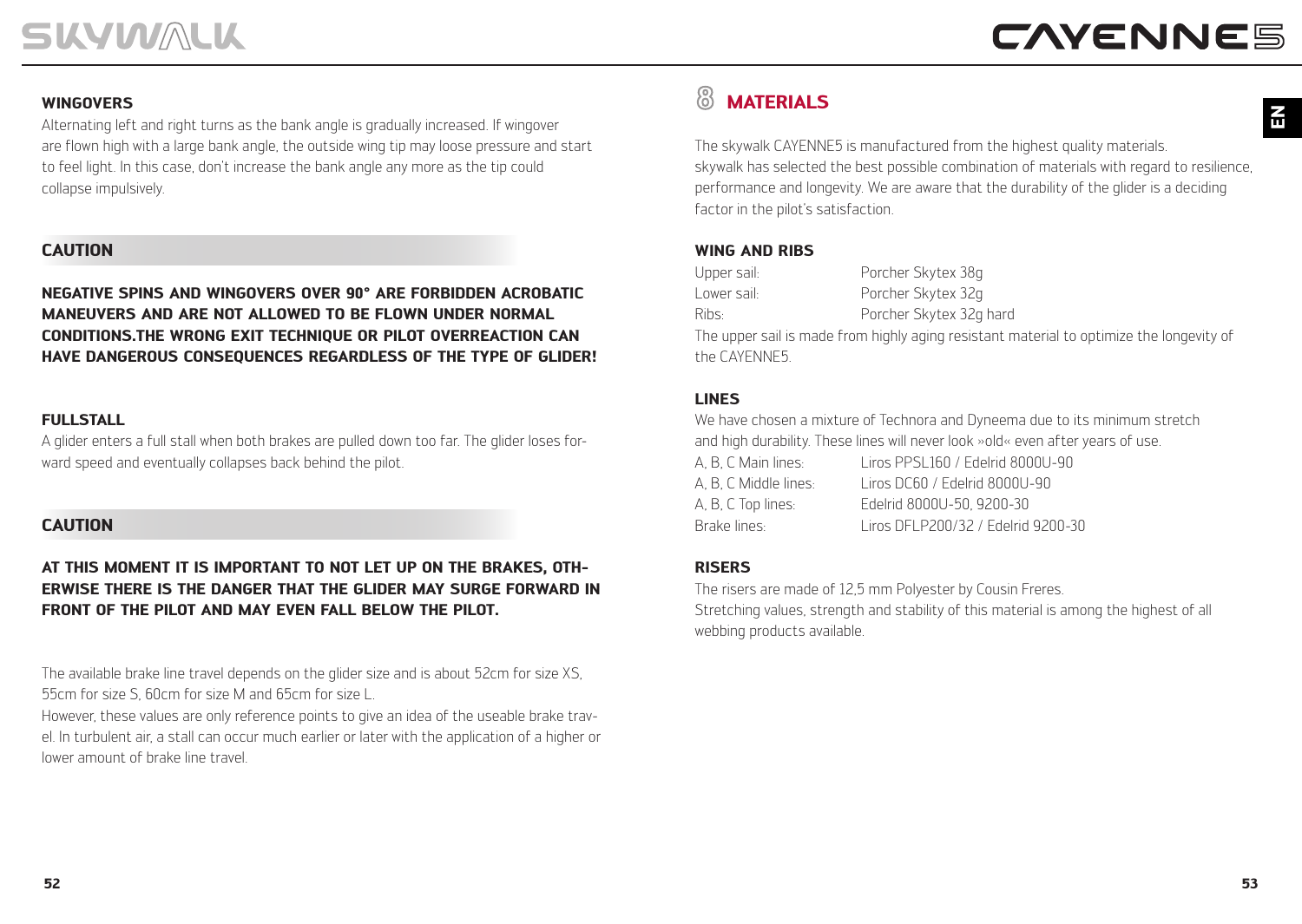### WINGOVERS

Alternating left and right turns as the bank angle is gradually increased. If wingover are flown high with a large bank angle, the outside wing tip may loose pressure and start to feel light. In this case, don't increase the bank angle any more as the tip could collapse impulsively.

### CAUTION

**NEGATIVE SPINS AND WINGOVERS OVER 90° ARE FORBIDDEN ACROBATIC MANEUVERS AND ARE NOT ALLOWED TO BE FLOWN UNDER NORMAL CONDITIONS.THE WRONG EXIT TECHNIQUE OR PILOT OVERREACTION CAN HAVE DANGEROUS CONSEQUENCES REGARDLESS OF THE TYPE OF GLIDER!**

### FULLSTALL

A glider enters a full stall when both brakes are pulled down too far. The glider loses forward speed and eventually collapses back behind the pilot.

### CAUTION

**AT THIS MOMENT IT IS IMPORTANT TO NOT LET UP ON THE BRAKES, OTHERWISE THERE IS THE DANGER THAT THE GLIDER MAY SURGE FORWARD IN FRONT OF THE PILOT AND MAY EVEN FALL BELOW THE PILOT.**

The available brake line travel depends on the glider size and is about 52cm for size XS, 55cm for size S, 60cm for size M and 65cm for size L.
However, these values are only reference points to give an idea of the useable brake travel. In turbulent air, a stall can occur much earlier or later with the application of a higher or lower amount of brake line travel.

## 8 MATERIALS

The skywalk CAYENNE5 is manufactured from the highest quality materials.
skywalk has selected the best possible combination of materials with regard to resilience, performance and longevity. We are aware that the durability of the glider is a deciding factor in the pilot's satisfaction.

### WING AND RIBS

| | |
|---|---|
| Upper sail: | Porcher Skytex 38g |
| Lower sail: | Porcher Skytex 32g |
| Ribs: | Porcher Skytex 32g hard |

The upper sail is made from highly aging resistant material to optimize the longevity of the CAYENNE5.

### LINES

We have chosen a mixture of Technora and Dyneema due to its minimum stretch and high durability. These lines will never look »old« even after years of use.

| | |
|---|---|
| A, B, C Main lines: | Liros PPSL160 / Edelrid 8000U-90 |
| A, B, C Middle lines: | Liros DC60 / Edelrid 8000U-90 |
| A, B, C Top lines: | Edelrid 8000U-50, 9200-30 |
| Brake lines: | Liros DFLP200/32 / Edelrid 9200-30 |

### RISERS

The risers are made of 12,5 mm Polyester by Cousin Freres.
Stretching values, strength and stability of this material is among the highest of all webbing products available.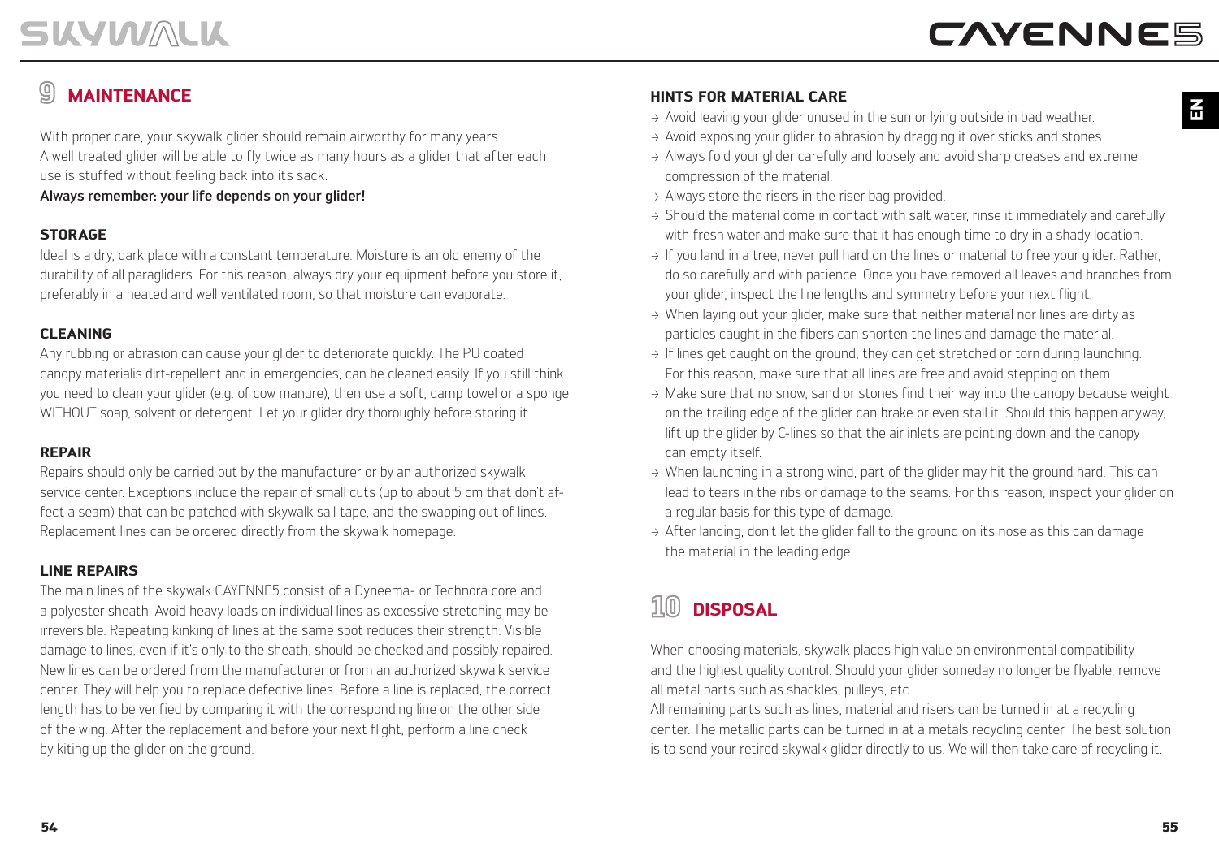## 9 MAINTENANCE

With proper care, your skywalk glider should remain airworthy for many years. A well treated glider will be able to fly twice as many hours as a glider that after each use is stuffed without feeling back into its sack.

**Always remember: your life depends on your glider!**

### STORAGE

Ideal is a dry, dark place with a constant temperature. Moisture is an old enemy of the durability of all paragliders. For this reason, always dry your equipment before you store it, preferably in a heated and well ventilated room, so that moisture can evaporate.

### CLEANING

Any rubbing or abrasion can cause your glider to deteriorate quickly. The PU coated canopy materialis dirt-repellent and in emergencies, can be cleaned easily. If you still think you need to clean your glider (e.g. of cow manure), then use a soft, damp towel or a sponge WITHOUT soap, solvent or detergent. Let your glider dry thoroughly before storing it.

### REPAIR

Repairs should only be carried out by the manufacturer or by an authorized skywalk service center. Exceptions include the repair of small cuts (up to about 5 cm that don't affect a seam) that can be patched with skywalk sail tape, and the swapping out of lines. Replacement lines can be ordered directly from the skywalk homepage.

### LINE REPAIRS

The main lines of the skywalk CAYENNE5 consist of a Dyneema- or Technora core and a polyester sheath. Avoid heavy loads on individual lines as excessive stretching may be irreversible. Repeating kinking of lines at the same spot reduces their strength. Visible damage to lines, even if it's only to the sheath, should be checked and possibly repaired. New lines can be ordered from the manufacturer or from an authorized skywalk service center. They will help you to replace defective lines. Before a line is replaced, the correct length has to be verified by comparing it with the corresponding line on the other side of the wing. After the replacement and before your next flight, perform a line check by kiting up the glider on the ground.

### HINTS FOR MATERIAL CARE

- Avoid leaving your glider unused in the sun or lying outside in bad weather.
- Avoid exposing your glider to abrasion by dragging it over sticks and stones.
- Always fold your glider carefully and loosely and avoid sharp creases and extreme compression of the material.
- Always store the risers in the riser bag provided.
- Should the material come in contact with salt water, rinse it immediately and carefully with fresh water and make sure that it has enough time to dry in a shady location.
- If you land in a tree, never pull hard on the lines or material to free your glider. Rather, do so carefully and with patience. Once you have removed all leaves and branches from your glider, inspect the line lengths and symmetry before your next flight.
- When laying out your glider, make sure that neither material nor lines are dirty as particles caught in the fibers can shorten the lines and damage the material.
- If lines get caught on the ground, they can get stretched or torn during launching. For this reason, make sure that all lines are free and avoid stepping on them.
- Make sure that no snow, sand or stones find their way into the canopy because weight on the trailing edge of the glider can brake or even stall it. Should this happen anyway, lift up the glider by C-lines so that the air inlets are pointing down and the canopy can empty itself.
- When launching in a strong wind, part of the glider may hit the ground hard. This can lead to tears in the ribs or damage to the seams. For this reason, inspect your glider on a regular basis for this type of damage.
- After landing, don't let the glider fall to the ground on its nose as this can damage the material in the leading edge.

## 10 DISPOSAL

When choosing materials, skywalk places high value on environmental compatibility and the highest quality control. Should your glider someday no longer be flyable, remove all metal parts such as shackles, pulleys, etc.

All remaining parts such as lines, material and risers can be turned in at a recycling center. The metallic parts can be turned in at a metals recycling center. The best solution is to send your retired skywalk glider directly to us. We will then take care of recycling it.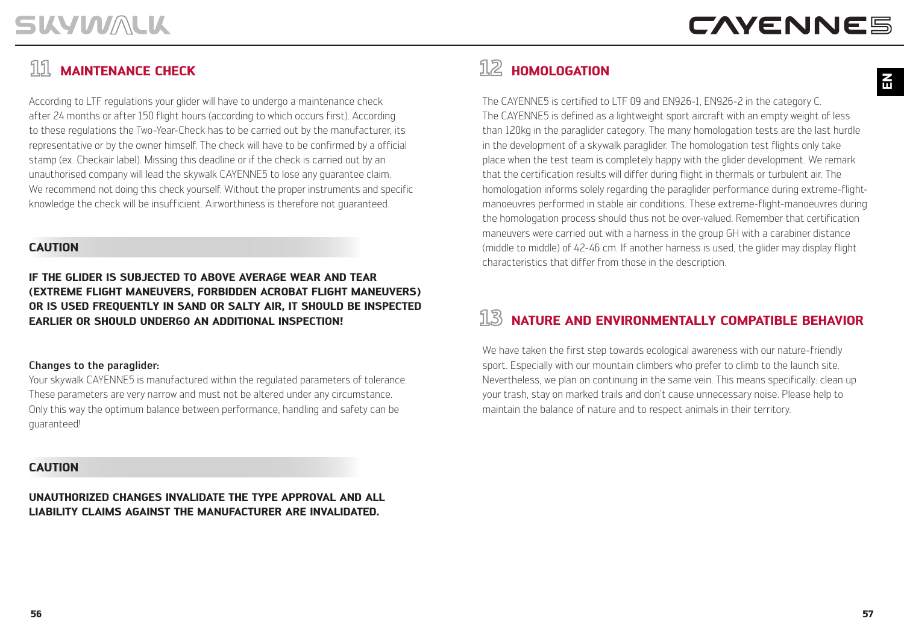## 11 MAINTENANCE CHECK

According to LTF regulations your glider will have to undergo a maintenance check after 24 months or after 150 flight hours (according to which occurs first). According to these regulations the Two-Year-Check has to be carried out by the manufacturer, its representative or by the owner himself. The check will have to be confirmed by a official stamp (ex. Checkair label). Missing this deadline or if the check is carried out by an unauthorised company will lead the skywalk CAYENNE5 to lose any guarantee claim. We recommend not doing this check yourself. Without the proper instruments and specific knowledge the check will be insufficient. Airworthiness is therefore not guaranteed.

**CAUTION**

**IF THE GLIDER IS SUBJECTED TO ABOVE AVERAGE WEAR AND TEAR (EXTREME FLIGHT MANEUVERS, FORBIDDEN ACROBAT FLIGHT MANEUVERS) OR IS USED FREQUENTLY IN SAND OR SALTY AIR, IT SHOULD BE INSPECTED EARLIER OR SHOULD UNDERGO AN ADDITIONAL INSPECTION!**

**Changes to the paraglider:**

Your skywalk CAYENNE5 is manufactured within the regulated parameters of tolerance. These parameters are very narrow and must not be altered under any circumstance. Only this way the optimum balance between performance, handling and safety can be guaranteed!

**CAUTION**

**UNAUTHORIZED CHANGES INVALIDATE THE TYPE APPROVAL AND ALL LIABILITY CLAIMS AGAINST THE MANUFACTURER ARE INVALIDATED.**

## 12 HOMOLOGATION

The CAYENNE5 is certified to LTF 09 and EN926-1, EN926-2 in the category C. The CAYENNE5 is defined as a lightweight sport aircraft with an empty weight of less than 120kg in the paraglider category. The many homologation tests are the last hurdle in the development of a skywalk paraglider. The homologation test flights only take place when the test team is completely happy with the glider development. We remark that the certification results will differ during flight in thermals or turbulent air. The homologation informs solely regarding the paraglider performance during extreme-flight-manoeuvres performed in stable air conditions. These extreme-flight-manoeuvres during the homologation process should thus not be over-valued. Remember that certification maneuvers were carried out with a harness in the group GH with a carabiner distance (middle to middle) of 42-46 cm. If another harness is used, the glider may display flight characteristics that differ from those in the description.

## 13 NATURE AND ENVIRONMENTALLY COMPATIBLE BEHAVIOR

We have taken the first step towards ecological awareness with our nature-friendly sport. Especially with our mountain climbers who prefer to climb to the launch site. Nevertheless, we plan on continuing in the same vein. This means specifically: clean up your trash, stay on marked trails and don't cause unnecessary noise. Please help to maintain the balance of nature and to respect animals in their territory.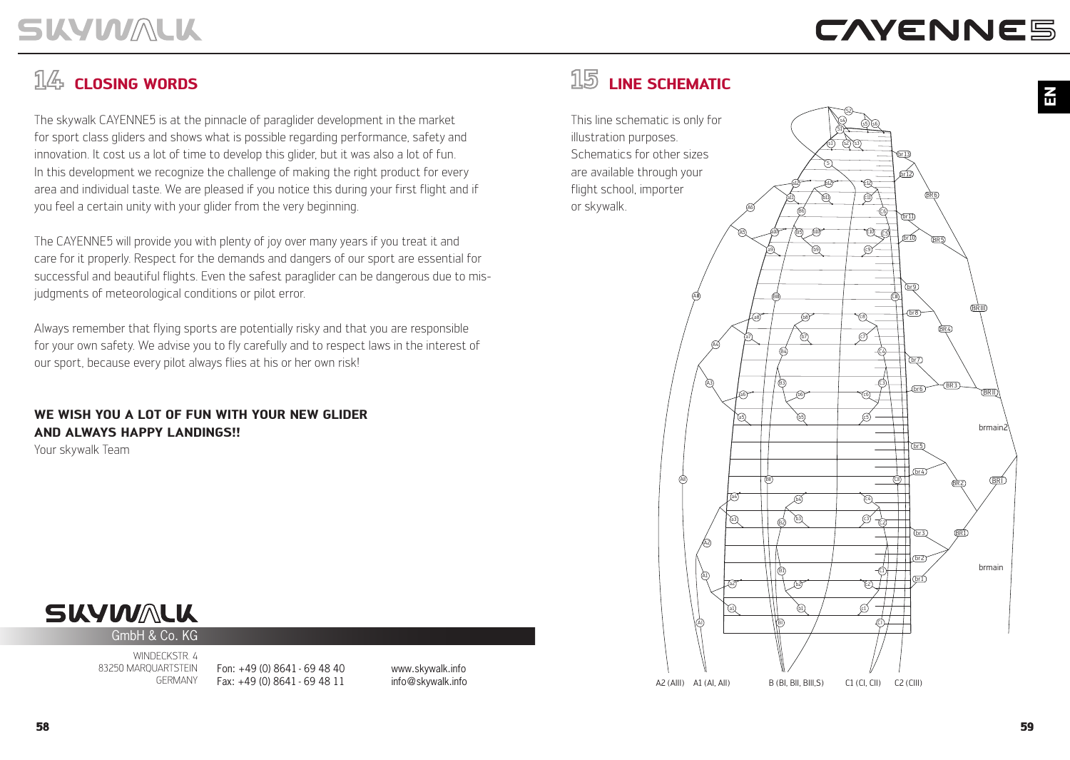## 14 CLOSING WORDS

The skywalk CAYENNE5 is at the pinnacle of paraglider development in the market for sport class gliders and shows what is possible regarding performance, safety and innovation. It cost us a lot of time to develop this glider, but it was also a lot of fun. In this development we recognize the challenge of making the right product for every area and individual taste. We are pleased if you notice this during your first flight and if you feel a certain unity with your glider from the very beginning.

The CAYENNE5 will provide you with plenty of joy over many years if you treat it and care for it properly. Respect for the demands and dangers of our sport are essential for successful and beautiful flights. Even the safest paraglider can be dangerous due to misjudgments of meteorological conditions or pilot error.

Always remember that flying sports are potentially risky and that you are responsible for your own safety. We advise you to fly carefully and to respect laws in the interest of our sport, because every pilot always flies at his or her own risk!

**WE WISH YOU A LOT OF FUN WITH YOUR NEW GLIDER AND ALWAYS HAPPY LANDINGS!!**

Your skywalk Team

SKYWALK GmbH & Co. KG

WINDECKSTR. 4
83250 MARQUARTSTEIN
GERMANY

Fon: +49 (0) 8641 - 69 48 40
Fax: +49 (0) 8641 - 69 48 11

www.skywalk.info
info@skywalk.info

## 15 LINE SCHEMATIC

This line schematic is only for illustration purposes. Schematics for other sizes are available through your flight school, importer or skywalk.

A2 (AIII) A1 (AI, AII) B (BI, BII, BIII,S) C1 (CI, CII) C2 (CIII)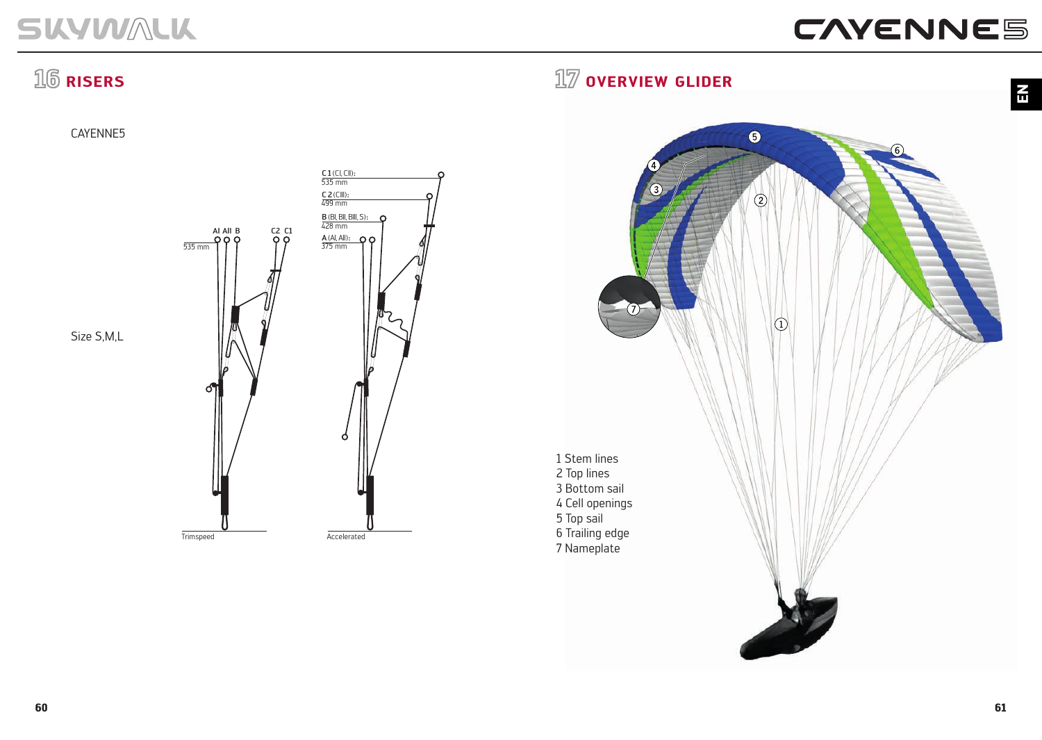## 16 RISERS

CAYENNE5

Size S,M,L

AI AII B C2 C1

535 mm

C 1 (CI, CII): 535 mm

C 2 (CIII): 499 mm

B (BI, BII, BIII, S): 428 mm

A (AI, AII): 375 mm

Trimspeed

Accelerated

## 17 OVERVIEW GLIDER

1 Stem lines
2 Top lines
3 Bottom sail
4 Cell openings
5 Top sail
6 Trailing edge
7 Nameplate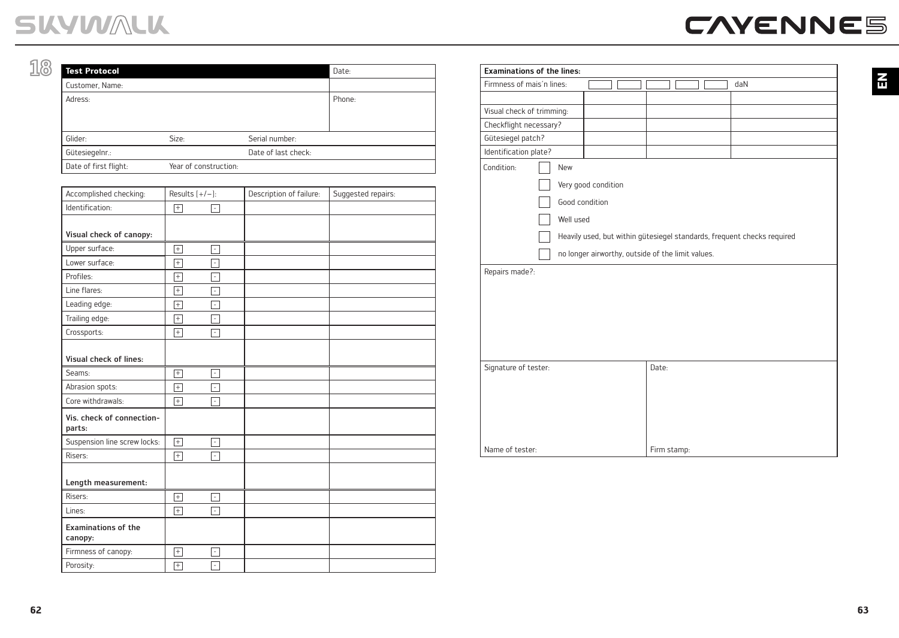## 18

| Test Protocol | | | Date: |
| --- | --- | --- | --- |
| Customer, Name: | | | |
| Adress: | | | Phone: |
| Glider: | Size: | Serial number: | |
| Gütesiegelnr.: | | Date of last check: | |
| Date of first flight: | Year of construction: | | |

| Accomplished checking: | Results [+/−]: | Description of failure: | Suggested repairs: |
| --- | --- | --- | --- |
| Identification: | + - | | |
| **Visual check of canopy:** | | | |
| Upper surface: | + - | | |
| Lower surface: | + - | | |
| Profiles: | + - | | |
| Line flares: | + - | | |
| Leading edge: | + - | | |
| Trailing edge: | + - | | |
| Crossports: | + - | | |
| **Visual check of lines:** | | | |
| Seams: | + - | | |
| Abrasion spots: | + - | | |
| Core withdrawals: | + - | | |
| **Vis. check of connection-parts:** | | | |
| Suspension line screw locks: | + - | | |
| Risers: | + - | | |
| **Length measurement:** | | | |
| Risers: | + - | | |
| Lines: | + - | | |
| **Examinations of the canopy:** | | | |
| Firmness of canopy: | + - | | |
| Porosity: | + - | | |

| **Examinations of the lines:** | | | |
| --- | --- | --- | --- |
| Firmness of mais'n lines: | ☐ ☐ | ☐ ☐ | ☐ daN |
| | | | |
| Visual check of trimming: | | | |
| Checkflight necessary? | | | |
| Gütesiegel patch? | | | |
| Identification plate? | | | |

Condition:

- ☐ New
- ☐ Very good condition
- ☐ Good condition
- ☐ Well used
- ☐ Heavily used, but within gütesiegel standards, frequent checks required
- ☐ no longer airworthy, outside of the limit values.

Repairs made?:

| Signature of tester: | Date: |
| --- | --- |
| Name of tester: | Firm stamp: |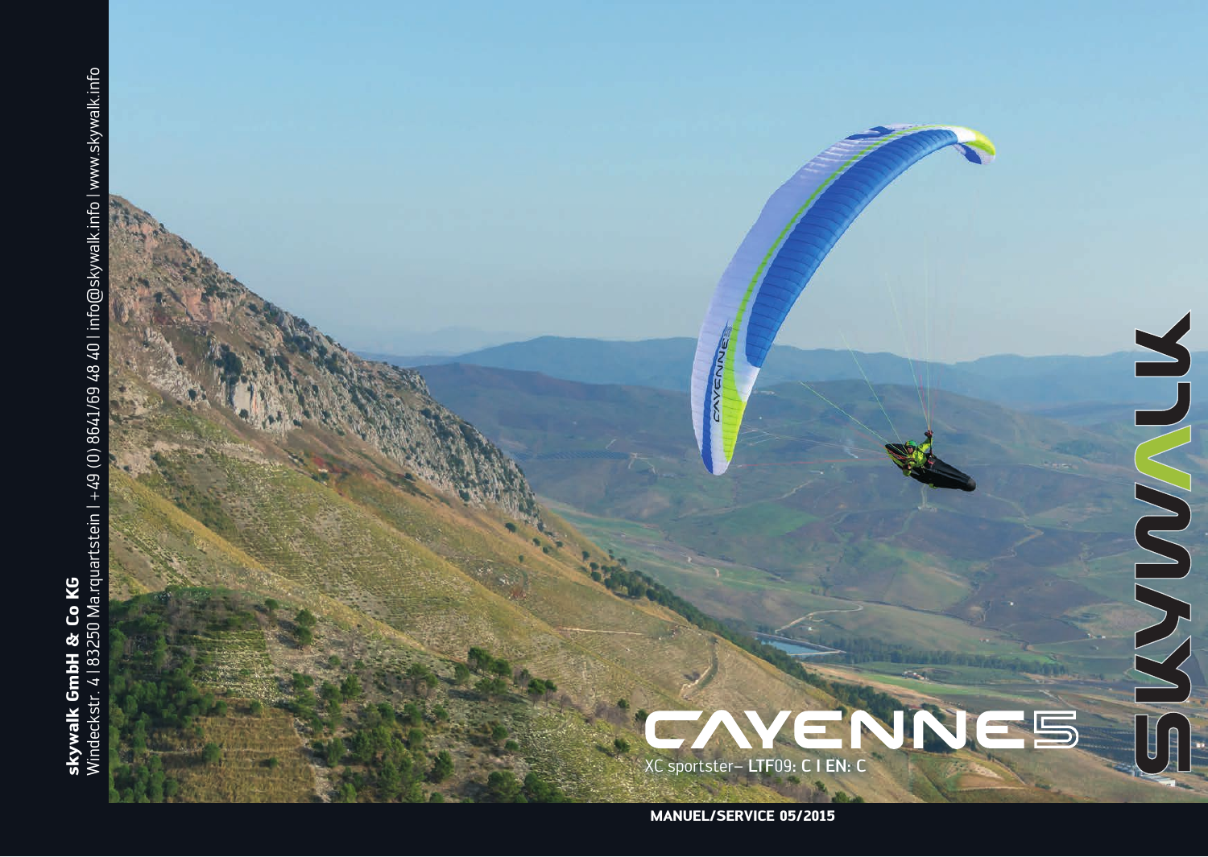**skywalk GmbH & Co KG**
Windeckstr. 4 | 83250 Marquartstein | +49 (0) 8641/69 48 40 | info@skywalk.info | www.skywalk.info

# CAYENNE5

XC sportster– **LTF**09: **C** | **EN: C**

SKYWALK

**MANUEL/SERVICE 05/2015**